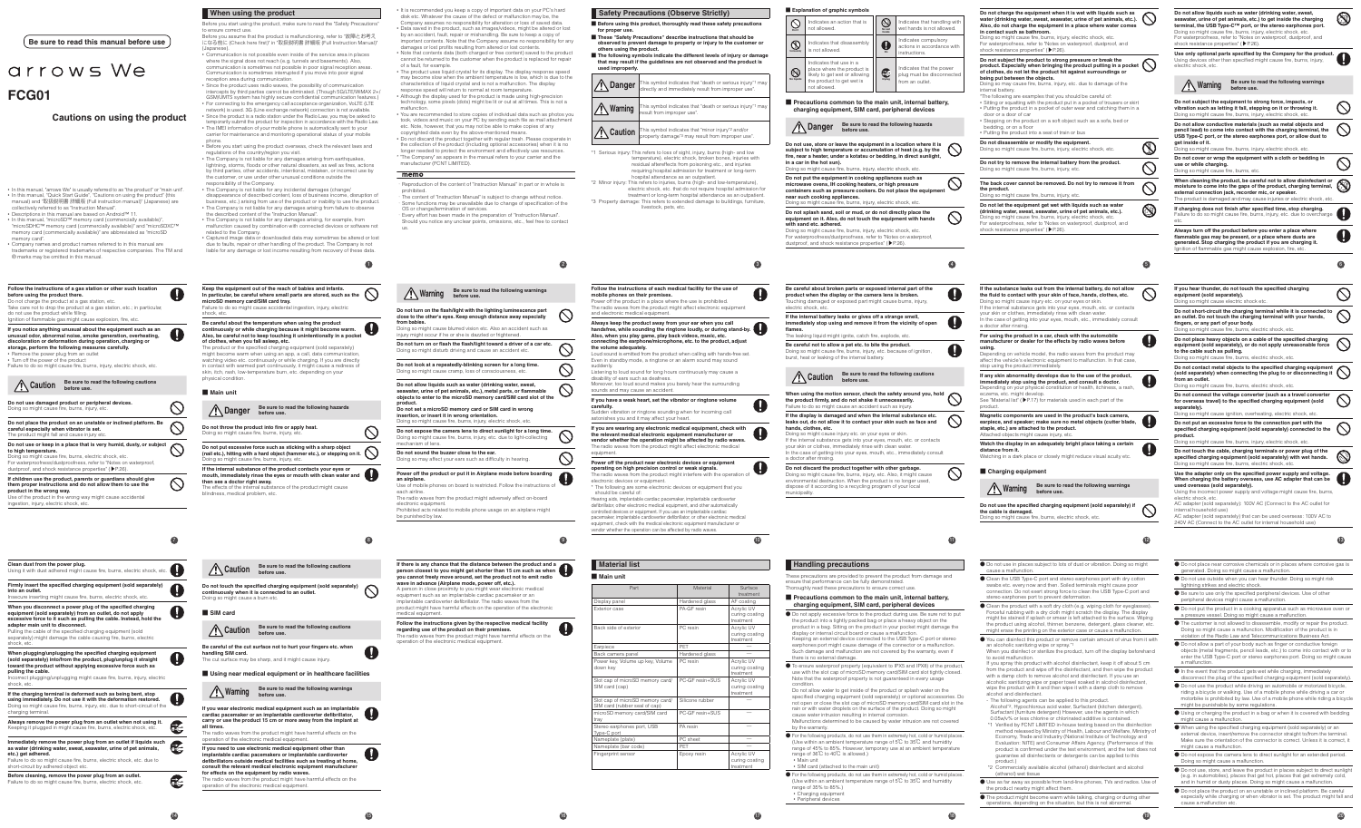**Be sure to read this manual before use**

# arrows We

# FCG01

## Cautions on using the product

- In this manual, "arrows We" is usually referred to as "the product" or "main unit".
- In this manual, "Quick Start Guide", "Cautions on using the product" (this manual) and "取扱説明書 詳細版 (Full instruction manual)" (Japanese) are collectively referred to as "Instruction Manual".
- Descriptions in this manual are based on Android™ 11.
- In this manual, "microSD™ memory card (commercially available)", "microSDHC™ memory card (commercially available)" and "microSDXC™ memory card (commercially available)" are abbreviated as "microSD memory card".
- Company names and product names referred to in this manual are trademarks or registered trademarks of respective companies. The TM and ® marks may be omitted in this manual.

## When using the product

Before you start using the product, make sure to read the "Safety Precautions" to ensure correct use.

Before you assume that the product is malfunctioning, refer to "故障とお考えになる前に (Check here first)" in "取扱説明書 詳細版 (Full instruction manual)" (Japanese).

- Communication is not possible even inside of the service area in places where the signal does not reach (e.g. tunnels and basements). Also, communication is sometimes not possible in poor signal reception areas. Communication is sometimes interrupted if you move into poor signal reception area during communication.
- Since the product uses radio waves, the possibility of communication intercepts by third parties cannot be eliminated. (Though 5G/LTE/WiMAX 2+/GSM/UMTS system has highly secure confidential communication features.)
- For connecting to the emergency call acceptance organization, VoLTE (LTE network) is used. 3G (Line exchange network) connection is not available.
- Since the product is a radio station under the Radio Law, you may be asked to temporarily submit the product for inspection in accordance with the Radio Law.
- The IMEI information of your mobile phone is automatically sent to your carrier for maintenance and monitoring operational status of your mobile phone.
- Before you start using the product overseas, check the relevant laws and regulations of the country/region you visit.
- The Company is not liable for any damages arising from earthquakes, lightning, storms, floods or other natural disasters, as well as fires, actions by third parties, other accidents, intentional, mistaken, or incorrect use by the customer, or use under other unusual conditions outside the responsibility of the Company.
- The Company is not liable for any incidental damages (change/disappearance of described content, loss of business income, disruption of business, etc.) arising from use of the product or inability to use the product.
- The Company is not liable for any damages arising from failure to observe the described content of the "Instruction Manual".
- The Company is not liable for any damages arising, for example, from malfunction caused by combination with connected devices or software not related to the Company.
- Captured image data or downloaded data may sometimes be altered or lost due to faults, repair of other handling of the product. The Company is not liable for any damage or lost income resulting from recovery of these data.
- It is recommended you keep a copy of important data on your PC's hard disk etc. Whatever the cause of the defect or malfunction may be, the Company assumes no responsibility for alteration or loss of saved data.
- Data saved in the product, such as images/videos, might be altered or lost by an incident, fault, repair or mishandling. Be sure to keep a copy of important contents. Note that the Company assume no responsibility for any damages or lost profits resulting from alteration or loss of contents.
- Note that contents data (both charged or free content) saved to the product cannot be returned to the customer when the product is replaced because of a fault, for example.
- The product uses liquid crystal for its display. The display response speed may become slow when the ambient temperature is low, which is due to the characteristics of liquid crystal and is not a malfunction. The display response speed will return to normal at room temperature.
- Although the display used for the product is made using high-precision technology, some pixels (dots) might be lit or out at all times. This is not a malfunction.
- You are recommended to store copies of individual data such as photos you took, videos and music on your PC by sending each file as mail attachment etc. Note, however, that you may not be able to make copies of any copyrighted data even by the above-mentioned means.
- Do not discard the product together with regular trash. Please cooperate in the collection of the product (including optional accessories) when it is no longer needed to protect the environment and effectively use resources.
- "The Company" as appears in the manual refers to your carrier and the manufacturer (FCNT LIMITED).

**memo**

- Reproduction of the content of "Instruction Manual" in part or in whole is prohibited.
- The content of "Instruction Manual" is subject to change without notice.
- Some functions may be unavailable due to change of specification of the OS or change/termination of services.
- Every effort has been made in the preparation of "Instruction Manual". Should you notice any unclear points, omissions, etc., feel free to contact us.

## Safety Precautions (Observe Strictly)

- **Before using this product, thoroughly read these safety precautions for proper use.**
- **These "Safety Precautions" describe instructions that should be observed to prevent damage to property or injury to the customer or others using the product.**
- **The following symbols indicate the different levels of injury or damage that may result if the guidelines are not observed and the product is used improperly.**

| | |
|---|---|
| Danger | This symbol indicates that "death or serious injury*1 may directly and immediately result from improper use". |
| Warning | This symbol indicates that "death or serious injury*1 may result from improper use". |
| Caution | This symbol indicates that "minor injury*2 and/or property damage*3 may result from improper use". |

*1 Serious injury: This refers to loss of sight, injury, burns (high- and low-temperature), electric shock, broken bones, injuries with residual aftereffects from poisoning etc., and injuries requiring hospital admission for treatment or long-term hospital attendance as an outpatient.

*2 Minor injury: This refers to injuries, burns (high- and low-temperature), electric shock, etc. that do not require hospital admission for treatment or long-term hospital attendance as an outpatient.

*3 Property damage: This refers to extended damage to buildings, furniture, livestock, pets, etc.

### Explanation of graphic symbols

| | | | |
|---|---|---|---|
| Don't | Indicates an action that is not allowed. | Do not handle with wet hands | Indicates that handling with wet hands is not allowed. |
| Do not disassemble | Indicates that disassembly is not allowed. | Do | Indicates compulsory actions in accordance with instructions. |
| No liquids | Indicates that use in a place where the product is likely to get wet or allowing the product to get wet is not allowed. | Unplug | Indicates that the power plug must be disconnected from an outlet. |

### Precautions common to the main unit, internal battery, charging equipment, SIM card, peripheral devices

**Danger** Be sure to read the following hazards before use.

**Do not use, store or leave the equipment in a location where it is subject to high temperature or accumulation of heat (e.g. by the fire, near a heater, under a kotatsu or bedding, in direct sunlight, in a car in the hot sun).**
Doing so might cause fire, burns, injury, electric shock, etc.

**Do not put the equipment in cooking appliances such as microwave ovens, IH cooking heaters, or high pressure containers such as pressure cookers. Do not place the equipment near such cooking appliances.**
Doing so might cause fire, burns, injury, electric shock, etc.

**Do not splash sand, soil or mud, or do not directly place the equipment on it. Also, do not touch the equipment with hands with sand etc. adhered.**
Doing so might cause fire, burns, injury, electric shock, etc.
For waterproofness/dustproofness, refer to "Notes on waterproof, dustproof, and shock resistance properties" (▶P.26).

**Do not charge the equipment when it is wet with liquids such as water (drinking water, sweat, seawater, urine of pet animals, etc.). Also, do not charge the equipment in a place where water comes in contact such as bathroom.**
Doing so might cause fire, burns, injury, electric shock, etc.
For waterproofness, refer to "Notes on waterproof, dustproof, and shock resistance properties" (▶P.26).

**Do not subject the product to strong pressure or break the product. Especially when bringing the product putting in a pocket of clothes, do not let the product hit against surroundings or being put between the objects.**
Doing so might cause fire, burns, injury, etc. due to damage of the internal battery.
*The following are examples that you should be careful of:
- Sitting or squatting with the product put in a pocket of trousers or skirt
- Putting the product in a pocket of outer wear and catching them in a door or a door of car
- Stepping on the product on a soft object such as a sofa, bed or bedding, or on a floor
- Putting the product into a seat of train or bus

**Do not disassemble or modify the equipment.**
Doing so might cause fire, burns, injury, electric shock, etc.

**Do not try to remove the internal battery from the product.**
Doing so might cause fire, burns, injury, etc.

**The back cover cannot be removed. Do not try to remove it from the product.**
Doing so might cause fire, burns, injury, etc.

**Do not let the equipment get wet with liquids such as water (drinking water, sweat, seawater, urine of pet animals, etc.).**
Doing so might cause fire, burns, injury, electric shock, etc.
For waterproofness, refer to "Notes on waterproof, dustproof, and shock resistance properties" (▶P.26).

**Do not allow liquids such as water (drinking water, sweat, seawater, urine of pet animals, etc.) to get inside the charging terminal, the USB Type-C™ port, or the stereo earphones port.**
Doing so might cause fire, burns, injury, electric shock, etc.
For waterproofness, refer to "Notes on waterproof, dustproof, and shock resistance properties" (▶P.26).

**Use only optional parts specified by the Company for the product.**
Using devices other than specified might cause fire, burns, injury, electric shock, etc.

**Warning** Be sure to read the following warnings before use.

**Do not subject the equipment to strong force, impacts, or vibrations such as letting it fall, stepping on it or throwing it.**
Doing so might cause fire, burns, injury, electric shock, etc.

**Do not allow conductive materials (such as metal objects and pencil lead) to come into contact with the charging terminal, the USB Type-C port, or the stereo earphones port, or allow dust to get inside of it.**
Doing so might cause fire, burns, injury, electric shock, etc.

**Do not cover or wrap the equipment with a cloth or bedding in use or while charging.**
Doing so might cause fire, burns, etc.

**When cleaning the product, be careful not to allow disinfectant or moisture to come into the gaps of the product, charging terminal, external connection jack, receiver or mic., or speaker.**
The product is damaged and may cause injuries or electric shock, etc.

**If charging does not finish after specified time, stop charging.**
Failure to do so might cause fire, burns, injury, etc. due to overcharge etc.

**Always turn off the product before you enter a place where flammable gas may be present, or a place where dusts are generated. Stop charging the product if you are charging it.**
Ignition of flammable gas might cause explosion, fire, etc.

**Follow the instructions of a gas station or other such location before using the product there.**
Do not charge the product at a gas station, etc.
Take care not to drop the product at a gas station, etc.; in particular do not use the product while filling.
Ignition of flammable gas might cause explosion, fire, etc.

**If you notice anything unusual about the equipment such as an unusual odor, abnormal noise, smoke generation, overheating, discoloration or deformation during operation, charging or storage, perform the following measures carefully.**
- Remove the power plug from an outlet
- Turn off the power of the product

Failure to do so might cause fire, burns, injury, electric shock, etc.

**Caution** Be sure to read the following cautions before use.

**Do not use damaged product or peripheral devices.**
Doing so might cause fire, burns, injury, etc.

**Do not place the product on an unstable or inclined platform. Be careful especially when vibrator is set.**
The product might fall and cause injury etc.

**Do not use or keep in a place that is very humid, dusty, or subject to high temperature.**
Doing so might cause fire, burns, electric shock, etc.
For waterproofness/dustproofness, refer to "Notes on waterproof, dustproof, and shock resistance properties" (▶P.26).

**If children use the product, parents or guardians should give them proper instructions and do not allow them to use the product in the wrong way.**
Use of the product in the wrong way might cause accidental ingestion, injury, electric shock, etc.

**Keep the equipment out of the reach of babies and infants. In particular, be careful where small parts are stored, such as the microSD memory card/SIM card tray.**
Failure to do so might cause accidental ingestion, injury, electric shock, etc.

**Be careful about the temperature when using the product continuously or while charging because it might become warm. Also, be careful not to keep touching it unintentionally in a pocket of clothes, when you fall asleep, etc.**
The product or the specified charging equipment (sold separately) might become warm when using an app, a call, data communication, watching video etc. continuously or while charging. If you are directly in contact with warmed part continuously, it might cause a redness of skin, itch, rash, low-temperature burn, etc. depending on your physical condition.

### Main unit

**Danger** Be sure to read the following hazards before use.

**Do not throw the product into fire or apply heat.**
Doing so might cause fire, burns, injury, etc.

**Do not put excessive force such as sticking with a sharp object (nail etc.), hitting with a hard object (hammer etc.) or stepping on it.**
Doing so might cause fire, burns, injury, etc.

**If the internal substance of the product contacts your eyes or mouth, immediately rinse the eyes or mouth with clean water and then see a doctor right away.**
The effects of the internal substance of the product might cause blindness, medical problem, etc.

**Warning** Be sure to read the following warnings before use.

**Do not turn on the flash/light with the lighting luminescence part close to the other's eyes. Keep enough distance away especially from babies.**
Doing so might cause blurred vision etc. Also an accident such as injury might occur if he or she is dazzled or frightened.

**Do not turn on or flash the flash/light toward a driver of a car etc.**
Doing so might disturb driving and cause an accident etc.

**Do not look at a repeatedly-blinking screen for a long time.**
Doing so might cause cramp, loss of consciousness, etc.

**Do not allow liquids such as water (drinking water, sweat, seawater, urine of pet animals, etc.), metal parts, or flammable objects to enter to the microSD memory card/SIM card slot of the product.**
**Do not set a microSD memory card or SIM card in wrong insertion, or insert it in wrong orientation.**
Doing so might cause fire, burns, injury, electric shock, etc.

**Do not expose the camera lens to direct sunlight for a long time.**
Doing so might cause fire, burns, injury, etc. due to light-collecting mechanism of lens.

**Do not sound the buzzer close to the ear.**
Doing so may affect your ears such as difficulty in hearing.

**Power off of the product or put it in Airplane mode before boarding an airplane.**
Use of mobile phones on board is restricted. Follow the instructions of each airline.
The radio waves from the product might adversely affect on-board electronic equipment.
Prohibited acts related to mobile phone usage on an airplane might be punished by law.

**Follow the instructions of each medical facility for the use of mobile phones on their premises.**
Power off the product in a place where the use is prohibited.
The radio waves from the product might affect electronic equipment and electronic medical equipment.

**Always keep the product away from your ear when you call handsfree, while sounding the ringtone loudly, or during stand-by. Also, when you play game, play back videos, music, etc. connecting the earphones/microphone, etc. to the product, adjust the volume adequately.**
Loud sound is emitted from the product when calling with hands-free set. Even in standby mode, a ringtone or an alarm sound may sound suddenly.
Listening to loud sound for long hours continuously may cause a disability of ears such as deafness.
Moreover, too loud sound makes you barely hear the surrounding sounds and may cause an accident.

**If you have a weak heart, set the vibrator or ringtone volume carefully.**
Sudden vibration or ringtone sounding when for incoming call astonishes you and it may affect your heart.

**If you are wearing any electronic medical equipment, check with the relevant medical electronic equipment manufacturer or vendor whether the operation might be affected by radio waves.**
The radio waves from the product might affect electronic medical equipment.

**Power off the product near electronic devices or equipment operating on high precision control or weak signals.**
The radio waves from the product might interfere with the operation of electronic devices or equipment.
* The following are some electronic devices or equipment that you should be careful of:
Hearing aids, implantable cardiac pacemaker, implantable cardioverter defibrillator, other electronic medical equipment, and other automatically controlled devices or equipment. If you use an implantable cardiac pacemaker, implantable cardioverter defibrillator or other electronic medical equipment, check with the medical electronic equipment manufacturer or vendor whether the operation can be affected by radio waves.

**Be careful about broken parts or exposed internal part of the product after the display or the camera lens is broken.**
Touching damaged or exposed part might cause burns, injury, electric shock, etc.

**If the internal battery leaks or gives off a strange smell, immediately stop using and remove it from the vicinity of open flames.**
The leaking liquid might ignite, catch fire, explode, etc.

**Be careful not to allow a pet etc. to bite the product.**
Doing so might cause fire, burns, injury, etc. because of ignition, burst, heat or leaking of the internal battery.

**Caution** Be sure to read the following cautions before use.

**When using the motion sensor, check the safety around you, hold the product firmly, and do not shake it unnecessarily.**
Failure to do so might cause an accident such as injury.

**If the display is damaged and when the internal substance etc. leaks out, do not allow it to contact your skin such as face and hands, clothes, etc.**
Doing so might cause injury etc. on your eyes or skin.
If the internal substance gets into your eyes, mouth, etc. or contacts your skin or clothes, immediately rinse with clean water.
In the case of getting into your eyes, mouth, etc., immediately consult a doctor after rinsing.

**Do not discard the product together with other garbage.**
Doing so might cause fire, burns, injury, etc. Also, it might cause environmental destruction. When the product is no longer used, dispose of it according to a recycling program of your local municipality.

**If the substance leaks out from the internal battery, do not allow the fluid to contact with your skin of face, hands, clothes, etc.**
Doing so might cause injury etc. on your eyes or skin.
If the internal substance gets into your eyes, mouth, etc. or contacts your skin or clothes, immediately rinse with clean water.
In the case of getting into your eyes, mouth, etc., immediately consult a doctor after rinsing.

**For using the product in a car, check with the automobile manufacturer or dealer for the effects by radio waves before using.**
Depending on vehicle model, the radio waves from the product may affect the vehicle's electronic equipment to malfunction. In that case, stop using the product immediately.

**If any skin abnormality develops due to the use of the product, immediately stop using the product, and consult a doctor.**
Depending on your physical constitution or health, itchiness, a rash, eczema, etc. might develop.
See "Material list" (▶P.17) for materials used in each part of the product.

**Magnetic components are used in the product's back camera, earpiece, and speaker; make sure no metal objects (cutter blade, staple, etc.) are attached to the product.**
Attached objects might cause injury etc.

**Watch the display in an adequately bright place taking a certain distance from it.**
Watching in a dark place or closely might reduce visual acuity etc.

### Charging equipment

**Warning** Be sure to read the following warnings before use.

**Do not use the specified charging equipment (sold separately) if the cable is damaged.**
Doing so might cause fire, burns, electric shock, etc.

**If your thunder, do not touch the specified charging equipment (sold separately).**
Doing so might cause electric shock etc.

**Do not short-circuit the charging terminal while it is connected to an outlet. Do not touch the charging terminal with your hands, fingers, or any part of your body.**
Doing so might cause fire, burns, electric shock, etc.

**Do not place heavy objects on a cable of the specified charging equipment (sold separately), or do not apply unreasonable force to the cable such as pulling.**
Doing so might cause fire, burns, electric shock, etc.

**Do not connect metal objects to the specified charging equipment (sold separately) when connecting the plug to or disconnecting it from an outlet.**
Doing so might cause fire, burns, electric shock, etc.

**Do not connect the voltage converter (such as a travel converter for overseas travel) to the specified charging equipment (sold separately).**
Doing so might cause ignition, overheating, electric shock, etc.

**Do not put an excessive force to the connection part with the specified charging equipment (sold separately) connected to the product.**
Doing so might cause fire, burns, injury, electric shock, etc.

**Do not touch the cable, charging terminals or power plug of the specified charging equipment (sold separately) with wet hands.**
Doing so might cause fire, burns, electric shock, etc.

**Use the adapter only on the specified power supply and voltage. When charging the battery overseas, use AC adapter that can be used overseas (sold separately).**
Using the incorrect power supply and voltage might cause fire, burns, electric shock, etc.
AC adapter (sold separately): 100V AC (Connect to the AC outlet for internal household use)
AC adapter (sold separately) that can be used overseas: 100V AC to 240V AC (Connect to the AC outlet for internal household use)

**Clean dust from the power plug.**
Using it with dust adhered might cause fire, burns, electric shock, etc.

**Firmly insert the specified charging equipment (sold separately) into an outlet.**
Insecure inserting might cause fire, burns, electric shock, etc.

**When you disconnect a power plug of the specified charging equipment (sold separately) from an outlet, do not apply excessive force to it such as to pull the cable. Instead, hold the adapter main unit to disconnect.**
Pulling the cable of the specified charging equipment (sold separately) might damage the cable causing fire, burns, electric shock, etc.

**When plugging/unplugging the specified charging equipment (sold separately) into/from the product, plug/unplug it straight toward the product without applying excessive force such as pulling the cable.**
Incorrect plugging/unplugging might cause fire, burns, injury, electric shock, etc.

**If the charging terminal is deformed such as being bent, stop using immediately. Do not use it with the deformation restored.**
Doing so might cause fire, burns, injury, etc. due to short-circuit of the charging terminal.

**Always remove the power plug from an outlet when not using it.**
Keeping it plugged in might cause fire, burns, electric shock, etc.

**Immediately remove the power plug from an outlet if liquids such as water (drinking water, sweat, seawater, urine of pet animals, etc.) get adhered.**
Failure to do so might cause fire, burns, electric shock, etc. due to short-circuit by adhered object etc.

**Before cleaning, remove the power plug from an outlet.**
Failure to do so might cause fire, burns, electric shock, etc.

**Caution** Be sure to read the following cautions before use.

**Do not touch the specified charging equipment (sold separately) continuously while it is connected to an outlet.**
Doing so might cause a burn etc.

### SIM card

**Caution** Be sure to read the following cautions before use.

**Be careful of the cut surface not to hurt your fingers etc. when handling SIM card.**
The cut surface may be sharp, and it might cause injury.

### Using near medical equipment or in healthcare facilities

**Warning** Be sure to read the following warnings before use.

**If you wear electronic medical equipment such as an implantable cardiac pacemaker or an implantable cardioverter defibrillator, carry or use the product 15 cm or more away from the implant at all times.**
The radio waves from the product might have harmful effects on the operation of the electronic medical equipment.

**If you need to use electronic medical equipment other than implantable cardiac pacemakers or implantable cardioverter defibrillators outside medical facilities such as treating at home, consult the relevant medical electronic equipment manufacturer for effects on the equipment by radio waves.**
The radio waves from the product might have harmful effects on the operation of the electronic medical equipment.

**If there is any chance that the distance between the product and a person closest to you might get shorter than 15 cm such as when you cannot freely move around, set the product not to emit radio wave in advance (Airplane mode, power off, etc.).**
A person in close proximity to you might wear electronic medical equipment such as an implantable cardiac pacemaker or an implantable cardioverter defibrillator. The radio waves from the product might have harmful effects on the operation of the electronic medical equipment.

**Follow the instructions given by the respective medical facility regarding use of the product on their premises.**
The radio waves from the product might have harmful effects on the operation of the electronic medical equipment.

## Material list

### Main unit

| Part | Material | Surface treatment |
|---|---|---|
| Display panel | Hardened glass | AF coating |
| Exterior case | PA-GF resin | Acrylic UV curing coating treatment |
| Back side of exterior | PC resin | Acrylic UV curing coating treatment |
| Earpiece | PET | — |
| Back camera panel | Hardened glass | — |
| Power key, Volume up key, Volume down key | PC resin | Acrylic UV curing coating treatment |
| Slot cap of microSD memory card/SIM card (cap) | PC-GF resin+SUS | Acrylic UV curing coating treatment |
| Slot cap of microSD memory card/SIM card (rubber part of cap) | Silicone rubber | — |
| microSD memory card/SIM card tray | PC-GF resin+SUS | — |
| Stereo earphones port, USB Type-C port | PA resin | — |
| Nameplate (plate) | PC sheet | — |
| Nameplate (bar code) | PET | — |
| Fingerprint sensor | Epoxy resin | Acrylic UV curing coating treatment |

## Handling precautions

These precautions are provided to prevent the product from damage and ensure that performance can be fully demonstrated.
Thoroughly read these precautions to ensure correct use.

### Precautions common to the main unit, internal battery, charging equipment, SIM card, peripheral devices

- Do not apply excessive force to the product during use. Be sure not to put the product into a tightly packed bag or place a heavy object on the product in a bag. Sitting on the product in your pocket might damage the display or internal circuit board or cause a malfunction.
  Keeping an external device connected to the USB Type-C port or stereo earphones port might cause damage of the connector or a malfunction.
  Such damage and malfunction are not covered by the warranty, even if there is no external damage.
- To ensure waterproof property (equivalent to IPX5 and IPX8) of the product, use with the slot cap of microSD memory card/SIM card slot tightly closed. Note that the waterproof property is not guaranteed in every usage condition.
  Do not allow water to get inside of the product or splash water on the specified charging equipment (sold separately) or optional accessories. Do not open or close the slot cap of microSD memory card/SIM card slot in the rain or with water droplets on the surface of the product. Doing so might cause water intrusion resulting in internal corrosion.
  Malfunctions determined to be caused by water intrusion are not covered by the warranty.
- For the following products, do not use them in extremely hot, cold or humid places.
  (Use within an ambient temperature range of 5℃ to 35℃ and humidity range of 45% to 85%. However, temporary use at an ambient temperature range of 36℃ to 40℃ is allowed.)
  - Main unit
  - SIM card (attached to the main unit)
- For the following products, do not use them in extremely hot, cold or humid places.
  (Use within an ambient temperature range of 5℃ to 35℃ and humidity range of 35% to 85%.)
  - Charging equipment
  - Peripheral devices
- Do not use in places subject to lots of dust or vibration. Doing so might cause a malfunction.
- Clean the USB Type-C port and stereo earphones port with dry cotton swabs etc. every now and then. Soiled terminals might cause poor connection. Do not exert strong force to clean the USB Type-C port and stereo earphones port to prevent deformation.
- Clean the product with a soft dry cloth (e.g. wiping cloth for eyeglasses). Forceful rubbing with a dry cloth might scratch the display. The display might be stained if splash or smear is left attached to the surface. Wiping the product using alcohol, thinner, benzene, detergent, glass cleaner, etc. might erase the printing on the exterior case or cause a malfunction.
- You can disinfect this product or remove certain amount of virus from it with an alcohol-soaking wipe or spray.*1
  When you disinfect or sterilize the product, turn off the display beforehand to avoid malfunction.
  If you spray the product with alcohol disinfectant, keep it off about 5 cm from the product and wipe off the disinfectant, and then wipe the product with a damp cloth to remove alcohol and disinfectant. If you use an alcoholic sanitizing wipe or paper towel soaked in alcohol disinfectant, wipe the product with it and then wipe it with a damp cloth to remove alcohol and disinfectant.
  - The following agents can be applied to the product:
    Alcohol*2, Hypochlorous acid water, Surfactant (kitchen detergent), Surfactant (furniture detergent) However, use the agents in which 0.05w/v% or less chlorine or chlorinated additive is contained.
  
  *1 Verified by FCNT LIMITED in-house testing based on the disinfection method released by Ministry of Health, Labour and Welfare, Ministry of Economy, Trade and Industry (National Institute of Technology and Evaluation: NITE) and Consumer Affairs Agency. (Performance of the product is confirmed under the test environment, and the test does not guarantee all disinfectants or detergents can be applied to this product.)
  
  *2 Commercially available alcohol (ethanol) disinfectant and alcohol (ethanol) wet tissue.
- Use as far away as possible from land-line phones, TVs and radios. Use of the product nearby might affect them.
- The product might become warm while talking, charging or during other operations, depending on the situation, but this is not abnormal.
- Do not place near corrosive chemicals or in places where corrosive gas is generated. Doing so might cause a malfunction.
- Do not use outside when you can hear thunder. Doing so might risk lightning strikes and electric shock.
- Be sure to use only the specified peripheral devices. Use of other peripheral devices might cause a malfunction.
- Do not put the product in a cooking appliance such as microwave oven or a pressure vessel. Doing so might cause a malfunction.
- The customer is not allowed to disassemble, modify or repair the product. Doing so might cause a malfunction. Modification of the product is in violation of the Radio Law and Telecommunications Business Act.
- Do not allow a part of your body such as finger or conductive foreign objects (metal fragments, pencil leads, etc.) to come into contact with or to enter the USB Type-C port or stereo earphones port. Doing so might cause a malfunction.
- In the event that the product gets wet while charging, immediately disconnect the plug of the specified charging equipment (sold separately).
- Do not use the product while driving an automobile or motorized bicycle, riding a bicycle or walking. Use of a mobile phone while driving a car or motorbike is prohibited by law. Use of a mobile phone while riding a bicycle might be punishable by some regulations.
- Using or charging the product in a bag or when it is covered with bedding might cause a malfunction.
- When using the specified charging equipment (sold separately) or an external device, insert/remove the connector straight to/from the terminal. Make sure the orientation of the connector is correct. Unless it is correct, it might cause a malfunction.
- Do not expose the camera lens to direct sunlight for an extended period. Doing so might cause a malfunction.
- Do not use, store, and leave the product in places subject to direct sunlight (e.g. in automobiles), places that get hot, places that get extremely cold, and in humid or dusty places. Doing so might cause a malfunction.
- Do not place the product on an unstable or inclined platform. Be careful especially while charging or when vibrator is set. The product might fall and cause a malfunction etc.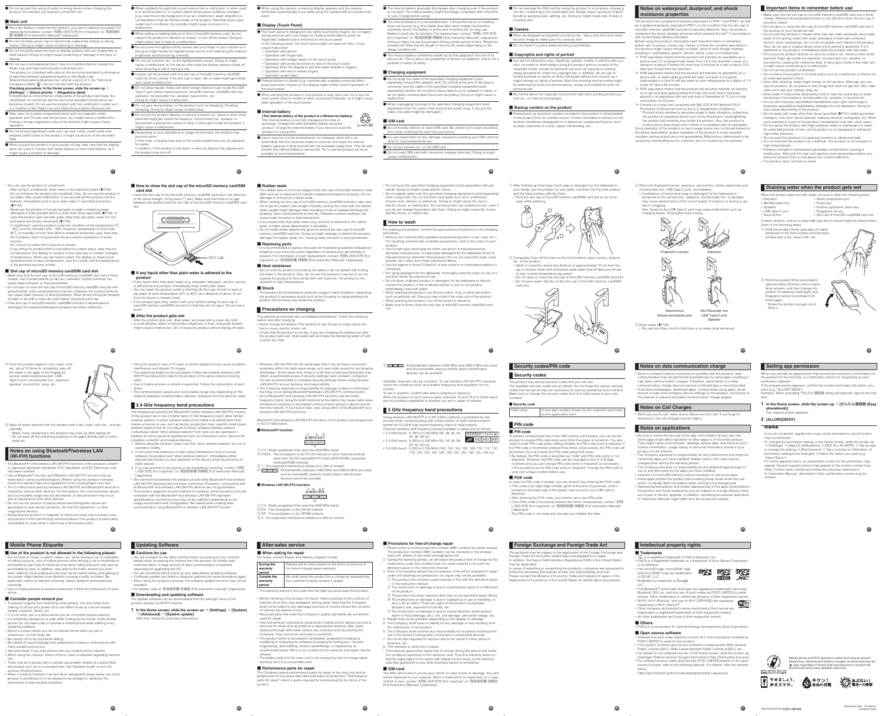● Do not exceed the rating of outlet or wiring device when charging the product, for example, by starburst connection etc.

## ■ Main unit

● Since the battery is built into the product, you cannot replace it yourself. For replacing the battery, contact "お問い合わせ先 (For inquiries)" on "取扱説明書 詳細版 (Full Instruction Manual)" (Japanese).

● Do not forcibly press, tap or intentionally subject the display to strong impact. Doing so might cause scratching or damage.

● Do not forcefully press the keys or display surface with your fingernails or hard objects. Doing so might cause scratching or damage of the keys or display.

● Do not use a remodeled product. Use of a modified device violates the Radio Law and Telecommunications Business Act.
The product is compliant with rules on the technical standard conformance of specified wireless equipment based on the Radio Law/Telecommunications Business Act, and as a proof of it, the "Technical Compliance Mark" can be checked with the product.
**Checking procedure: In the Home screen, slide the screen up → [Settings] → [About phone] → [Regulatory label]**
If modifications of the internal components of the product are made, the certification of conformity with the technical standard conformance etc. becomes invalid. Do not use the product with the certification invalid, as it is a violation of the Radio Law and Telecommunications Business Act.

● Take care not to place magnetized items such as magnetic cards, speakers and TV sets near the product, as it might cause a malfunction. Putting a strong magnetism close to the product might cause a failure.

● Do not bring magnetized cards such as cash cards, credit cards and prepaid cards closer to the product. It might cause loss of the recorded data.

● When you put the product in your pocket or bag, take care that the display does not come in contact with metal objects or other hard objects, as it might cause a scratch or damage.

● When suddenly brought into a warm place from a cold place, or when used in a humid location or in a place where temperature suddenly changes (e.g. near the air discharge port of an air conditioner), water droplets (i.e. condensation) may be formed inside of the product. Note that using the product under such conditions, the humidity might cause corrosion or a malfunction.

● While writing or reading data to or from a microSD memory card, do not subject the product to vibration or impact, or turn off the power. Doing so might cause loss of data or a malfunction.

● Do not cover the light/proximity sensor with your finger or put a sticker on it. Doing so might hinder the light/proximity sensor from detecting the ambient brightness and functioning correctly.

● Do not put a sticker, etc. on the light/proximity sensor. Doing so might cause a malfunction on the sensor and make the display always turned off while receiving a call or during a call.

● Usually use the product with the slot cap of microSD memory card/SIM card slot firmly closed. If the slot cap is open, dirt or water might get inside and cause a malfunction.

● Do not allow liquids, metal and other foreign objects to get inside the USB Type-C port, stereo earphones port, microSD memory card/SIM card slot, earpiece, mic/recorder mic, speaker, second-mic, etc. Doing so might cause a malfunction.

● Do not give strong impact on the product such as dropping, throwing, stomping. Doing so might cause a malfunction.

● Do not put the product directly on sand at a beach etc. Sand or other small particles might get inside the earpiece, mic/recorder mic, speaker, or second-mic causing the volume to drop. If sand gets inside the product, heat might cause a malfunction.

● Depending on your operations or usage environment, the product may become warm.
In this case, charging may stop or the screen brightness may be adjusted for safety.
In addition, if the product is left warm, a warning display may appear and the product may turn off.

● When using the camera, a warning display appears and the camera terminates automatically if you keep using the camera with the product left warm.

## ■ Display (Touch Panel)

● The touch panel is designed to be lightly touched by fingers. Do not apply strong pressure with your fingers or sharp-pointed objects (such as fingernails, ballpoint pens and pins) to the touch panel.
In the following cases, the touch panel might not respond. Also, it may cause malfunction.
- Operation with gloves
- Operation with fingernails
- Operation with foreign object on the touch panel
- Operation with protective sheet or seal on the touch panel
- Operation when the display is wet with water droplet or fogged
- Operation with wet or sweaty fingers
- Operation under water

● Putting stickers or sheets (e.g. commercially available protective films, peep prevention sheets) on the display might hinder correct operation of the touch panel.

● When carrying the product in your pocket or bag, take care not to put the touch panel close to metals or other conductive materials, as it might cause false operation of the touch panel.

## ■ Internal battery

**(The internal battery of the product is a lithium-ion battery)**

● The internal battery is not fully charged at the time of purchase. Charge the internal battery before using the product. Charge the internal battery if you have not used the product for a long time.

● Use in very hot or cold environments, for example, when left in an automobile with the windows closed in summer, will cause the internal battery capacity to drop and shorten the available usage time. This will also shorten the internal battery's service life. Try to use the product as far as possible at room temperature.

Li-ion 00

● The internal battery gradually discharges after charging even if the product is not used. The internal battery might discharge completely after long time no use. Charge before using.

● The internal battery is a consumable part. If the performance of a battery does not recover (e.g. the usable time after each time charge has become extremely short), the battery is at the end of service life, so stop use. Battery is built into the product. For replacement, contact "お問い合わせ先 (For inquiries)" on "取扱説明書 詳細版 (Full Instruction Manual)" (Japanese). The internal battery might swell depending on the usage environment as it approaches the end of service life. Note that the length of service life varies depending on the usage condition etc.

● The internal battery sometimes swells up as the approach the end of its service life. This is due to the properties of lithium-ion batteries, and is not a problem in terms of safety.

## ■ Charging equipment

● Do not wrap the cable of the specified charging equipment (sold separately) around the adapter itself. Do not bend the joint of the plug or connector and the cable of the specified charging equipment (sold separately) forcibly. Do not place heavy objects on an adapter or cable, or do not apply unreasonable force such as pulling. Doing so might cause a malfunction.

● When unplugging the plug of the specified charging equipment (sold separately) from the outlet, hold and pull the power plug. If you pull the cable, the cable might be damaged.

## ■ SIM card

● Do not forcibly remove or insert SIM card. Be careful not to exert excessive force when inserting the card into your phone.

● You are responsible for any damage caused by inserting your SIM card into other IC card reader/writer etc.

● Do not put stickers etc. on the SIM card.

● Do not insert SIM card with conversion adapter attached. Doing so might cause a malfunction.

● Do not damage the SIM card by using the product in a hot place, dropping into fire, contacting to the metal parts with foreign object, giving an impact, bending, applying load, wetting, etc. Doing so might cause loss of data or a malfunction.

## ■ Camera

● When photographing important occasions etc., take a trial shot and check the shot image to make sure it is correctly shot.

● Do not shoot in a place where shooting is prohibited.

## ■ Copyrights and rights of portrait

● You are not allowed to copy, distribute, publish, modify or edit the data you shot, recorded or downloaded using the product without consent of the copyright holder, except for personal use such as copying or quoting, where provided for under the copyright law. In addition, do not use or modify portraits or names of other individuals without the consent, as it might infringe on rights of portrait. Note that shooting and recording might be restricted at some live performances, shows and exhibitions even for personal use.

● Be careful about the copyright and portrait right when posting photos you shot etc. on Internet homepages.

## ■ Backup content on the product

● Please back up important content recorded to the product or downloaded to the product from an outside source. Content recorded to memory on the product sometimes disappears or is altered by unexpected factors, such as static electricity or a fault, repair, mishandling, etc.

# Notes on waterproof, dustproof, and shock resistance properties

The product has a waterproof property equivalent to IPX5*1 and IPX8*2, as well as a dustproof property equivalent to IP6X*3 on the condition that the slot cap of microSD memory card/SIM card slot is securely attached. The product also comprises the shock resistant structure which passed the test*4 in accordance with United States Military Standard.
Before using the product, thoroughly read "Important items to remember before use" to ensure correct use. Failure to follow the contents described in the sections might cause intrusion of water, sand or other foreign material, resulting in overheating, ignition, electric shock, injury or a malfunction.

*1 IPX5 equivalent means that the product will maintain its operability as a phone even if it is sprayed with water from a 6.3 mm diameter nozzle at a distance of about 3 meters for more than 3 minutes at a rate of about 12.5 liters per minute from any direction.
*2 IPX8 equivalent means that the product will maintain its operability as a phone with no water getting inside the main unit even if it is gently submerged in a tank of still tap water at room temperature to a depth of 1.5 meter for about 30 minutes.
*3 IP6X equivalent means that the product will securely maintain its function of no grit and dust getting inside the main unit even after it has been placed in an apparatus with grit and dust of diameters of 75 μm or less and shaken for 8 hours.
*4 Carried out a drop test compliant with MIL-STD-810H Method 516.8 Procedure IV-Shock set forth by the U.S. Department of Defense.

Since operation of the product on each usage scene was confirmed based on the above assumption, proper operation of the product in every possible condition during actual use is not guaranteed. Malfunctions determined to be caused by mishandling by the customer are not covered by the warranty.

## ■ Important items to remember before use

- Make sure that the slot cap of microSD memory card/SIM card slot is firmly closed. Waterproofness/dustproofness is only effective when the slot cap is securely closed.
- Do not open or close the slot cap of microSD memory card/SIM card slot if the product or your hands are wet.
- Do not sink the product in liquids other than tap water (seawater, pool water, water of hot spring, water with soap, detergent or bath salt contained, alcohol, juice, seasonings, etc.) or do not splash such liquid to the product. Also, do not use in a place where urine of pet animal is splashed. If it is splashed on the product, immediately wash the product with tap water.
- Do not put the product directly on sand at a beach etc. Sand or other small particles might get inside the earpiece, mic/recorder mic, speaker, or second-mic causing the volume to drop. If sand gets inside the product, it might cause overheating or a malfunction.
- Do not use the product underwater.
- Do not leave the product in a humid place such as a bathroom or kitchen for an extended period of time.
- Even after draining, water might remain on the product. Although you can use the product, do not place it near things that must not get wet. Also, take care not to wet your clothes, bag, etc.
- Drain water if it becomes temporarily hard to hear the sound due to water remaining in the earpiece, mic/recorder mic, speaker, or second-mic.
- Do not use business use/additive-free/alkaline foam type hand soap or business use/additive-free/alkaline detergent for the tableware. Doing so may cause discoloring of the product.
- Do not wash with soap other than those specified (▶P.31), bathing powder, shampoo, hair rinse, facial cleanser, makeup remover, toothpaste, etc. When such substance is put on the product, immediately rinse with clean water.
- Do not spray the product with high-pressure water or submerge it in water for an extended periods of time, as the product is not designed to withstand high water pressure.
- Do not wash the product in a washing machine or ultrasound bath.
- Do not immerse the product into a bathtub. The product is not resistant to high temperatures.
- Extreme changes in temperature generates condensation causing a malfunction. Wait until the main unit reaches room temperature before you bring the product from a cold place into a warm bathroom.
- The product does not float on water.
- You can use the product in a bathroom.
  - After using in a bathroom, drain water in the specified steps (▶P.34).
  - Do not immerse the product into a bathtub. Also, do not use the product in hot water. May cause malfunction. If you should fall the product into the bathtub, immediately pick it up to drain water in specified procedure (▶P.34).
  - Never put the product in hot spring water or water containing soap, detergent or bath powder which is other than those specified (▶P.30). In case the product gets wet with water other than tap water, wash it in the procedure previously mentioned (▶P.30).
  - In a bathroom, use the product under the condition of the temperature 5℃ - 45℃ and the humidity 45% - 99% (however, temperature of more than 36℃ or humidity of more than 80% is limited to temporary use). Note that the Company does not guarantee the successive operations of every function.
  - Do not put hot water from a faucet or shower.
  - If you bring the product from a cold place to a warm place, dew may be condensed on the display or the surface of the case due to sudden changes of temperature. When you are hard to watch the display or make touch operations due to dew condensation, wait for a while until the temperature of the product becomes normal.

## ■ Slot cap of microSD memory card/SIM card slot

- Make sure that the slot cap of microSD memory card/SIM card slot is firmly closed. Just a small particle (a hair etc.) between contact surfaces can cause water intrusion or dust penetration.
- Do not open or close the slot cap of microSD memory card/SIM card slot with gloved hands. Just a small particle (a hair etc.) between the contact surfaces can cause water intrusion or dust penetration. Wipe off any minute droplets of water or dirt with a clean dry cloth before closing the slot cap.
- If the slot cap of microSD memory card/SIM card slot is deteriorated or damaged, the waterproof/dustproof property becomes ineffective.

## ■ How to close the slot cap of the microSD memory card/SIM card slot

- Insert the slot cap of the microSD memory card/SIM card slot in the direction of the arrow (straight), firmly press part. Make sure that there is no gap between the product and the slot cap of the microSD memory card/SIM card slot.

Slot cap

## ■ If any liquid other than plain water is adhered to the product

- If any liquid other than plain water (e.g. seawater, detergent, alcohol, juices) is adhered to the product, immediately rinse it with plain water.
- You can wash the product under a mild flow (6 liters per minute or less) of tap water at room temperature (5℃ to 35℃) at a distance of about 10 cm from the faucet or shower head.
- If the product gets dirty, wash it with your hands holding the slot cap of microSD memory card/SIM card slot so that they do not open. Do not use a brush.

## ■ After the product gets wet

- After the product gets wet, drain water, and wipe with a clean dry cloth.
- In cold climates, water on the product might turn to frost. Using with frosted might cause a malfunction. Do not leave the product without wiping off water.

## ■ Rubber seals

- The rubber seal on the inner edges of the slot cap of microSD memory card/SIM card slot is important to maintain waterproof/dustproof property. Do not damage or remove the rubber seals.
- When closing the slot cap of microSD memory card/SIM card slot, take care not to get the rubber seal caught. Forcibly closing the cover with the rubber seals caught might damage the rubber seals or cause water intrusion/dust penetration. Just a small particle (a hair etc.) between contact surfaces can cause water intrusion or dust penetration.
- If any liquid other than plain water (e.g. alcohol) is adhered to the rubber seals, it might cause the waterproof/dustproof property to be lost.
- Do not insert sharp objects into grooves around the slot cap of the microSD memory card/SIM card slot. Doing so might damage or deform the product, damage the rubber seals, etc., causing water intrusion or dust penetration.

## ■ Replacing parts

- It is recommended to replace the parts for maintaining waterproof/dustproof property once every two years regardless of whether any abnormality is present. For information on part replacement, contact "お問い合わせ先 (For inquiries)" on "取扱説明書 詳細版 (Full Instruction Manual)" (Japanese).

## ■ Heat resistance

- Do not sink the product into boiling hot water or do not splash with boiling hot water to the product. Also, do not use the product in saunas or do not expose the product to fiery winds from hair-dryer etc. the product is not resistant to high temperatures.

## ■ Shock

- The product shock resistance assumes usage in daily situations; subjecting the product to excessive shock such as by throwing or causing/letting the product fall forcibly may break the product.

# Precautions on charging

The optional accessories are not waterproof/dustproof. Check the following before and after charging.
- Never charge the battery if the product is wet. Doing so might cause fire, burns, injury, electric shock, etc.
- Check that the product is not wet. If you are charging the battery just after the product gets wet, drain water well and wipe the remaining water off with a clean dry cloth.
- Do not touch the specified charging equipment (sold separately) with wet hands. Doing so might cause electric shock.
- Do not splash water over the specified charging equipment (sold separately) when using them. Do not use them near water such as in a bathroom, shower room, kitchen or washroom. Doing so might cause fire, burns, electric shock, or malfunction. Also, even when not charging, do not bring them into a bathroom etc. Doing so might cause fire, burns, electric shock, or malfunction.

# How to wash

For washing the product, confirm the precautions and perform in the following procedure.
- Remove the commercially available accessories (product cover, case, etc.). For handling commercially available accessories, refer to the notes of each product.
- Use a foam type hand soap for home use which is manufactured by domestic manufacturer, or liquid type detergent for the tableware which is manufactured by domestic manufacturer. Do not use soap (bar soap, soap powder, etc.) other than those mentioned above.
- Use the agents in which 0.05w/v% or less chlorine or chlorinated additive is contained.
- For using detergent for the tableware, thoroughly read the notes on use of it and then follow the amount of use.
- Do not allow undiluted solution of detergent for the tableware to directly contact the product. If the undiluted solution is put on the product, immediately rinse with water.
- When washing the product, put off your watch, ring, or other decoration such as artificial nail. Doing so may scratch the main unit of the product.
- When washing the product, turn off the power in advance.
- Make sure to firmly close the slot cap of microSD memory card/SIM card slot.

① After frothing up foam type hand soap or detergent for the tableware in your hands, put the product on your palm, and then rub the front surface and the back surface with the foam.
- Hold the slot cap of microSD memory card/SIM card slot so as not to open while washing.

② Completely rinse off the foam on the front surface, back surface, buttons, etc. of the product.
- Wash in a position where the distance is approximately 10 cm from the tap or shower head, with somewhat weak water flow (6 liters per minute or less, normal temperature tap water).
- Do not open or close the slot cap of microSD memory card/SIM card slot.
- Do not pour water directly on the slot cap of microSD memory card/SIM card slot.

③ Rinse the fingerprint sensor, earpiece, second-mic, stereo earphones port, mic/recorder mic, USB Type-C port, and speaker.
- If substance of foam hand soap or detergent for the tableware is remained on the product's earpiece, mic/recorder mic, or speaker, may cause deterioration of the sound quality of ringtone or during a call due to clogging.
Also, those on the USB Type-C port may cause malfunction such as charging failure. Thoroughly rinse it away.

Fingerprint sensor
Earpiece
Second-mic
Stereo earphones port
Mic/Recorder mic
USB Type-C port
Speaker

④ Drain water (▶P.34).
- Dry well and then confirm that there is no water drop remained.

# Draining water when the product gets wet

When the product gets wet with water, be sure to drain the following parts.
- Earpiece
- Mic/Recorder mic
- Speaker
- USB Type-C port
- Second-mic
- Stereo earphones port
- Power key
- Volume up/Volume down key
- Fingerprint sensor
- Slot cap of microSD card/SIM card slot

If water remains, clothes or bag might get wet or sound might be barely heard.
Drain in the following steps.

① Hold the product firmly, and wipe off water remained on the front surface and the back surface with a dry, clean cloth, etc.

② Hold the product firmly and shake it approximately 20 times until no water drop remains, and then change the position of earpiece, flash light, and fingerprint sensor and shake it 20 times again.
* Shake the product enough not to drop it.

③ Push the product against a dry, clean cloth etc. about 10 times to completely wipe off the water in the gaps of the fingerprint sensor, stereo earphones port, USB Type-C port, mic/recorder mic, speaker, second-mic, keys, etc.

④ Wipe off water drained from the product with a dry, clean cloth etc., and dry naturally.
* Water, if any, remaining in the product may ooze up after wiping off.
* Do not wipe off the remaining moisture in the gaps directly with a cotton swab etc.

# Notes on using Bluetooth®/wireless LAN (Wi-Fi®) functions

- The Bluetooth® and wireless LAN (Wi-Fi®) functions of the product conform to Japanese domestic standards, FCC standards, and EC Directives, and has been certified.
- Use of Bluetooth® function and Wireless LAN (Wi-Fi®) function may be restricted in some countries/regions. Before using the product overseas, check the relevant laws and regulations of the country/region you visit.
- The 2.4 GHz band used by wireless LAN (Wi-Fi®) and Bluetooth® devices is shared by various other devices. For this reason, the communication speed and connectable range may be decreased, or disconnection may occur, due to interference from other devices.
- Do not use the product in places where electromagnetic waves are generated or near electric products, AV and OA equipment, or other magnetized devices.
- Subjecting the product to magnetic or electrical noise may increase noise and prevent it from performing communications (The product is particularly susceptible to noise when it used near a microwave oven).
- Using the product near a TV, radio or similar appliance may cause reception interference and disrupt TV images.
- The searching might not be successful if there are multiple wireless LAN (Wi-Fi®) access points near to the product or the same channel is being used.
- Use of mobile phones on board is restricted. Follow the instructions of each airline.
- The communication speed and connectable range vary depending on the distance between communication devices, obstacles and the devices used.

## 2.4 GHz frequency band precautions

The frequencies used by the Bluetooth® and/or wireless LAN (Wi-Fi®) function of the product are in the 2.4 GHz band. In this frequency band, other similar wireless stations, in-plant wireless stations for mobile unit identification that require a license to use, such as factory production lines, specific small power wireless stations that do not require licenses, amateur wireless stations (collectively called "other wireless stations" from here on) are operated in addition to home electrical appliances such as microwave ovens, devices for industrial, scientific and medical devices.

1. Before using the product, make sure that "other wireless stations" are not in operation nearby.
2. In the event that instances of radio wave interference have occurred between the product and "other wireless stations", immediately either relocate the product or stop operation of the device (stop the emission of radio waves).
3. If you are unclear on any points or are troubled by anything, contact "お問い合わせ先 (For inquiries)" on "取扱説明書 詳細版 (Full Instruction Manual)" (Japanese).

- The connections between the product and all other Bluetooth® and wireless LAN (Wi-Fi®) devices have not been confirmed. Therefore, connections with all Bluetooth® and wireless LAN (Wi-Fi®) devices are not guaranteed.
- This product supports security features for wireless communications that are compliant with the Bluetooth® and wireless LAN (Wi-Fi®) standard specifications, but the security may not be sufficient depending on the usage environment and configuration. Be careful when making data communication using Bluetooth® or wireless LAN (Wi-Fi®) function.
- Wireless LAN (Wi-Fi®) has the advantage that it can be freely connected anywhere within the radio wave range, as it uses radio waves for exchanging information. At the same time, there is a risk that a malicious third party may obtain unauthorized access if security settings have not been configured. You are recommended to configure security settings before using wireless LAN (Wi-Fi®) at your discretion and responsibility.
- The Company assumes no responsibility for leakage of data or information that may occur during Bluetooth®/wireless LAN (Wi-Fi®) communication.
- Since Bluetooth® and wireless LAN (Wi-Fi®) functions use the same frequency band, using the both functions at the same may cause radio wave interference resulting in decreased communication speed or disconnection from the network. If connection fails, stop using either of the Bluetooth® and wireless LAN (Wi-Fi®) functions.

Bluetooth® and wireless LAN (Wi-Fi®) functions of the product use frequencies in the 2.4 GHz band.

### ■ Bluetooth® function:

2.4FH/XX1

① 2.4 : Radio equipment that uses the 2400 MHz band.
② FH/XX : The modulation is the FH-SS method or other method (method other than DS-SS method/DS-FH method/FH-OFDM composite method/OFDM method).
③ 1 : The expected interference distance is 10m or shorter.
④ All bandwidths between 2400 MHz and 2483.5 MHz are used, and the bandwidth used by mobile object identification devices cannot be avoided.

### ■ Wireless LAN (Wi-Fi®) function:

2.4DS/OF4

① 2.4 : Radio equipment that uses the 2400 MHz band.
② DS : The modulation is the DS-SS method.
③ OF : The modulation is the OFDM method.
④ 4 : The expected interference distance is 40m or shorter.
⑤ All bandwidths between 2400 MHz and 2483.5 MHz are used, and the bandwidth used by mobile object identification devices can be avoided.

Available channels vary by countries. To use wireless LAN (Wi-Fi®) overseas, check the conditions such as available frequency and regulation for the country.
To use in airplane, confirm with airline company in advance.
When the product is out of service area, channels 12 and 13 of 2.4 GHz band are not available regardless of whether you are in Japan or abroad.

## 5 GHz frequency band precautions

Using wireless LAN (Wi-Fi®) in 5.2/5.3 GHz outdoors is prohibited by law (except when communicating with a base station of data communication system for 5.2 GHz high power frequency band or relay station).
Channel numbers and frequency bands available in Japan are as follows.
- 5.2 GHz band: 5,180 to 5,240 MHz (36, 38, 40, 42, 44, 46, 48 ch)
- 5.3 GHz band: 5,260 to 5,320 MHz (52, 54, 56, 58, 60, 62, 64 ch)
- 5.6 GHz band: 5,500 to 5,700 MHz (100, 102, 104, 106, 108, 110, 112, 116, 118, 120, 122, 124, 126, 128, 132, 134, 136, 140, 144 ch)

IEEE802.11a/n/ac
W52 W53 W56

# Security codes/PIN code

## Security codes

The product has various security codes that you can use. The available security codes are as follows. Do not forget the various security codes that are set as they are necessary for various operations and contracts. Make sure to change the security codes from the initial values to your own numbers.

### ■ Security code

| | |
|---|---|
| Initial value | A four-digit number chosen by the customer and noted in the application form |

## PIN code

### ■ PIN code

To prevent unauthorized use of the SIM card by a third party, you can set the product to require PIN code entry every time the power is turned on. You also need to enter PIN code when setting whether the PIN code entry is required. If the PIN code is incorrectly entered three times consecutively, the PIN code will be locked. You can unlock the PIN code using PUK code.
- By default, the PIN code is specified as "1234" and PIN code entry is "not required". However, the PIN code can be changed to any 4- to 8-digit numbers and you can change PIN code entry to "required" as necessary. If the product is set as PIN code entry is "required", change the PIN code to your own unique number before use.

### ■ PUK code

In case the PIN code is locked, you can unlock it by entering the PUK code.
- PUK code is an eight-digit number given at the time of purchase, and is printed on the back side of the plastic card on which your SIM card is attached.
- After entering the PUK code, you need to set a new PIN code.
- If the PUK code is incorrectly entered ten times consecutively, contact "お問い合わせ先 (For inquiries)" on "取扱説明書 詳細版 (Full Instruction Manual)" (Japanese).
- The PIN code is not reset even though you initialize the data.

# Notes on data communication charge

- Since a constant Internet connection is possible with the product, data communication may be performed automatically by some apps, resulting in high data communication charges. Therefore, subscription to a data communication charge discount service or flat rate is recommended.
- To browse homepages, download apps, communicate using apps, send/receive e-mails and perform various settings on the product, connection to the Internet is required and data communication charge applies.

# Notes on Call Charges

- When you end a call, make sure to disconnect the call. If you forget to disconnect, the call charges may be higher.

# Notes on applications

- Be sure to check the security of the app, then install it at your own risk. Some apps might affect operation of some or all the product. They might cause virus infection, damage various data, and send out your location information, usage history or personal information stored in your product via the Internet.
- The Company assumes no responsibility for any malfunctions that might be caused by apps you have installed. Repair costs in this case may be charged even during the warranty period.
- The Company assumes no responsibility for any disadvantage brought to you or any third party by the apps you have installed.
- Insertion of a microSD memory card is necessary to use some apps.
- Some apps prohibit the product from entering sleep mode while they are active, or rapidly drain the battery while running in the background.
- Operational procedures and screen appearances of the apps preinstalled in the product and those installed by you are subject to change without notice as a result of version upgrade. In addition, operating procedures described in "Instruction Manual" might differ from the actual procedures.

# Setting app permission

When you activate an app/function that access the functions or information of the product for the first time, a confirmation screen for requesting access permission appears.
If the request screen appears, confirm the content and select the option you want (e.g. "ALLOW"/"DENY").
Example: When activating かんたん電話帳 (Easy phonebook) app for the first time

**1 In the Home screen, slide the screen up → [かんたん電話帳 (Easy phonebook)]**
The request screen appears.

**2 [ALLOW]/[DENY]**

**memo**
If you do not permit, app/function may not be activated or use of function may be restricted.
To change the permission setting, in the Home screen, slide the screen up → [Settings] → [Apps & notifications] → [SEE ALL XX APPS] → Tap an app to change the setting → [Permissions] → Tap a function or information of permission setting to be changed → Select the option you want (e.g. "Allow"/"Deny").
For some apps/functions, an explanation screen for the permission may appear. Several request screens may appear or the screen content may differ. Confirm each content and follow the onscreen instructions.
In "Instruction Manual", description of the confirmation screen may be omitted.

# Mobile Phone Etiquette

## ■ Use of the product is not allowed in the following places!

- Do not listen to music or watch videos, etc. while driving a car or motorbike, or riding a bicycle. Use of mobile phones while driving a car or motorbike is prohibited by law. Use of mobile phones while riding a bicycle may also be punishable by law). In addition, stay alert to the traffic around you even when walking. Surrounding sounds may not be heard clearly, and gazing at the screen might distract your attention causing a traffic accident. Be especially careful at railroad crossings, station platform and pedestrian crossings.
- Use of mobile phones on board is restricted. Follow the instructions of each airline.

## ■ Consider people around you

- To prevent ringtone from bothering other people, not only refrain from making a call but also power off or use Silent mode at a movie theater, theater, museum, library, etc.
- In a city area, use in a place where you do not bother people walking.
- It is extremely dangerous to walk while looking at the screen of the mobile phone. Do not make calls or operate a mobile phone while walking or by stopping suddenly.
- Move to a place where you do not disturb others while you are in shinkansen, a hotel lobby etc.
- Be careful not to be loud while talking.
- Be careful of sound leakage from earphones in trains or other places with many people around you.
- Ask permission if you take photos with your mobile phone camera.
- When using the camera, follow common rules of etiquette regarding camera use.
- There may be a person with a cardiac pacemaker nearby at a place filled with people such as in a crowded train. Set "Airplane mode" or turn the product off beforehand.
- When a medical institution has laid down designated areas where use of the product is prohibited or is not allowed to be brought in, abide by the instructions of that medical institution.

# Updating Software

## ■ Cautions for use

- You are charged for the data communication according to your contract details when accessing the Internet from the product via mobile data communication. A large amount of data communication is required especially for upgrading the OS.
- You are recommended to back up your data before updating software.
- If software update has failed or stopped, perform the same procedure again.
- When using the product overseas, the software update functions may not be available.
- For details, refer to "取扱説明書 詳細版 (Full instruction manual)" (Japanese).

## ■ Downloading and updating software

The update software can be downloaded from the settings menu of the product directly via Wi-Fi® Internet.

**1 In the Home screen, slide the screen up → [Settings] → [System] → [Advanced] → [System update]**
After that, follow the onscreen instructions.

# After-sales service

## ■ When asking for repair

For repair, contact Repair and Delivery Support Center.

| | |
|---|---|
| During the warranty period | Repairs will be done based on the terms of services of the free-of-charge repair warranty. |
| Outside the warranty period | We shall repair the product for a charge as requested by the customer if repair makes it usable. |

* The warranty period is one year from the date you purchased the product.

- Before handing in the product for repair, make a backup of the contents of memory since they may disappear during repair. Note that the Company shall not be liable for any damages and loss of income should the contents of memory be altered or lost.
- Recycled parts that meet the Company's quality standards are sometimes used to repair.
- Your old terminal collected by replacement mobile phone delivery service is serviced for reuse and recycled as a replacement terminal. Also, parts replaced through after-sales service are collected and recycled by the Company. They cannot be returned to customers.
- The product which is processed, remodeled, analyzed (including by modifying or analyzing the software (including by rooting etc.), reverse engineering, decompiling, reverse-assembling), or repaired by an unauthorized repair office is not covered by the warranty and repair may be refused.
- The battery built-into the main unit is not covered by free-of-charge repair warranty, as it is a consumable part.

## ■ Performance parts for repair

The Company retains performance parts for repair of the main unit and its peripherals for four years after discontinuation of production. "Performance parts for repair" refers to parts required for maintaining the functions of the product.

## ■ Provisions for free-of-charge repair

1. Please notify us of the production number (IMEI number) for repair request. The production number (IMEI number) can be checked on the product main unit, sticker on the outer packaging box etc.
2. During the warranty period, we will repair the product free of charge for the malfunction under the condition that it is used correctly in line with the directions given in the instruction manual.
3. Even if the warranty period has not expired, a fee will be charged for repair under the following circumstances. (or repair may not be possible)
   ① The product has not been used correctly in line with the directions given in the instruction manual.
   ② The malfunction or damage is due to unauthorized repair or modification of the product.
   ③ The product has been repaired other than at our specified repair offices.
   ④ The malfunction or damage is due to negligence in use or handling, or due to an accident. There are signs of the product having been dropped, wet, exposed to humidity, etc.
   ⑤ The malfunction or damage is due to natural disasters (earthquakes, storm or flood damage, etc.), fire, salt damage, abnormal voltage, etc.
4. Repair may not be possible depending on the degrees of damage.
5. The Company shall have no liability for any damage or loss resulting from the malfunction of the product.
6. The Company shall not bear any responsibility for accidents resulting from use of the product having been connected to unspecified devices.
7. Do not accept requests for service calls to the owner's home, place of business, etc.
8. This warranty is valid only in Japan.

* This warranty guarantees repair free of charge during the period and under the conditions specified on this warranty card. Thus this warranty does not limit the legal rights of the owner with respect to the issuer of this warranty card (the guarantor) or any other business person or company.

## ■ SIM card

The SIM card is lent to you by your carrier. In case of loss or damage, the card will be replaced at your expense. When a malfunction is suspected, or in case of theft or loss, contact "お問い合わせ先 (For inquiries)" on "取扱説明書 詳細版 (Full Instruction Manual)" (Japanese).

# Foreign Exchange and Foreign Trade Act

The products may be subject to the application of the Foreign Exchange and Foreign Trade Act and other related laws and regulations in Japan.
In addition, the Export Administration Regulations (EAR) of the United States may be applicable.
In cases of exporting or reexporting the products, customers are requested to follow the necessary procedures at their own responsibility and cost.
Please contact the Ministry of Economy, Trade and Industry of Japan or the Department of Commerce of the United States for details about procedures.

# Intellectual property rights

## ■ Trademarks

- is a registered trademark of FeliCa Networks, Inc.
- FeliCa is a registered trademark or a trademark of Sony Group Corporation or its affiliates.
- The microSD logo, microSDHC logo and microSDXC logo are trademarks of SD-3C, LLC.
- Android is a trademark of Google LLC.
- The Bluetooth® word mark and logos are registered trademarks owned by Bluetooth SIG, Inc. and any use of such marks by FCNT LIMITED is under license. Other trademarks or names are property of their respective owners.
- Wi-Fi®, Wi-Fi Alliance®, and logo of Wi-Fi CERTIFIED are registered trademarks of Wi-Fi Alliance®.
- Other company and product names mentioned in this manual are trademarks or registered trademarks of their respective holders.
- All other trademarks are those of their respective owners.

## ■ Others

- FeliCa is a contactless IC card technology developed by Sony Corporation.

## ■ Open source software

- Software licensed under Apache License V2.0 and necessarily modified by FCNT LIMITED is used for this product.
- This product contains open source software complying with GNU General Public License (GPL), GNU Lesser General Public License (LGPL), etc.
- For details on the software license, in the Home screen, slide the screen up [Settings] → [About phone] → [Legal information] → [Third-party licenses].
- For software source codes disclosed by FCNT LIMITED based on the open source licenses, refer to the following website. For details, refer the website below.
https://spf.fmworld.net/fcnt/c/develop/sp/android/ (Japanese)

Mobile phone and PHS operators collect and recycle unused telephones, batteries and battery chargers at stores bearing the logo regardless of brand and manufacturer to protect the environment and reuse valuable resources.

December 2021, 1st edition

Manufactured by: FCNT LIMITED